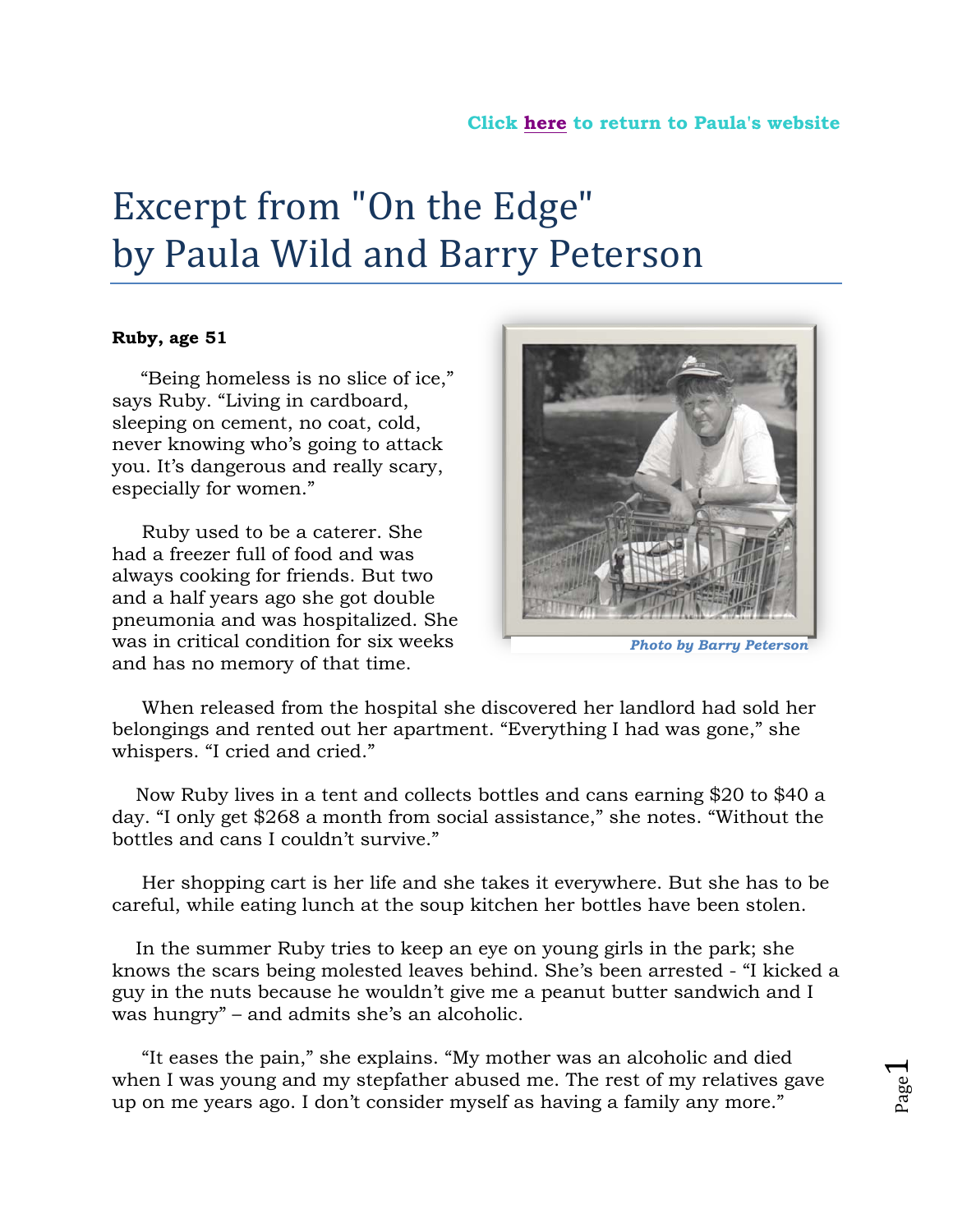Click here to return to Paula's website

# Excerpt from "On the Edge" by Paula Wild and Barry Peterson

**Ruby, age 51**

"Being homeless is no slice of ice," says Ruby. "Living in cardboard, sleeping on cement, no coat, cold, never knowing who's going to attack you. It's dangerous and really scary, especially for women."

Ruby used to be a caterer. She had a freezer full of food and was always cooking for friends. But two and a half years ago she got double pneumonia and was hospitalized. She was in critical condition for six weeks and has no memory of that time.

*Photo by Barry Peterson*

When released from the hospital she discovered her landlord had sold her belongings and rented out her apartment. "Everything I had was gone," she whispers. "I cried and cried."

Now Ruby lives in a tent and collects bottles and cans earning $20 to $40 a day. "I only get $268 a month from social assistance," she notes. "Without the bottles and cans I couldn't survive."

Her shopping cart is her life and she takes it everywhere. But she has to be careful, while eating lunch at the soup kitchen her bottles have been stolen.

In the summer Ruby tries to keep an eye on young girls in the park; she knows the scars being molested leaves behind. She's been arrested - "I kicked a guy in the nuts because he wouldn't give me a peanut butter sandwich and I was hungry" – and admits she's an alcoholic.

"It eases the pain," she explains. "My mother was an alcoholic and died when I was young and my stepfather abused me. The rest of my relatives gave up on me years ago. I don't consider myself as having a family any more."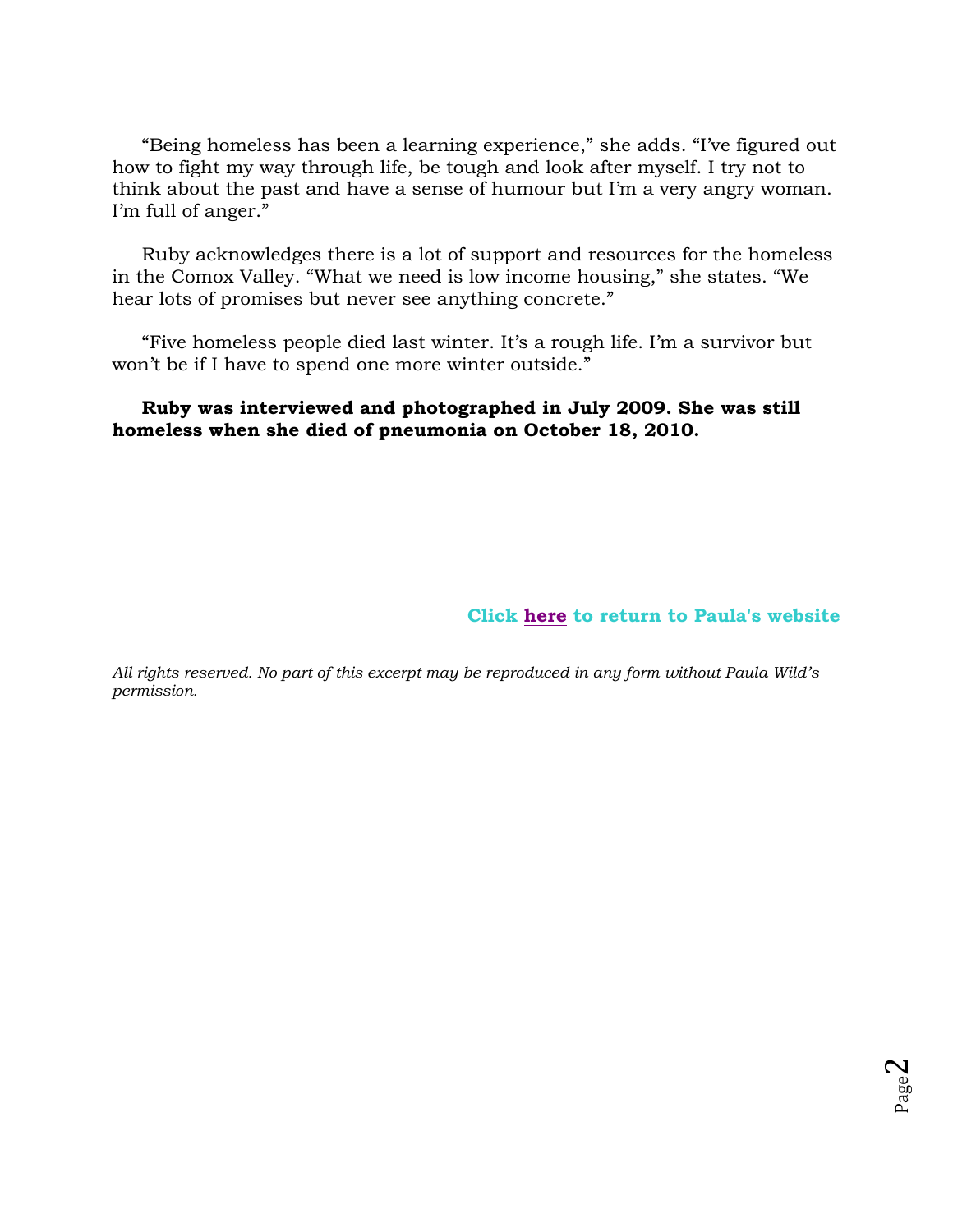“Being homeless has been a learning experience,” she adds. “I’ve figured out how to fight my way through life, be tough and look after myself. I try not to think about the past and have a sense of humour but I’m a very angry woman. I’m full of anger.”

Ruby acknowledges there is a lot of support and resources for the homeless in the Comox Valley. “What we need is low income housing,” she states. “We hear lots of promises but never see anything concrete.”

“Five homeless people died last winter. It’s a rough life. I’m a survivor but won’t be if I have to spend one more winter outside.”

**Ruby was interviewed and photographed in July 2009. She was still homeless when she died of pneumonia on October 18, 2010.**

**Click here to return to Paula's website**

*All rights reserved. No part of this excerpt may be reproduced in any form without Paula Wild’s permission.*